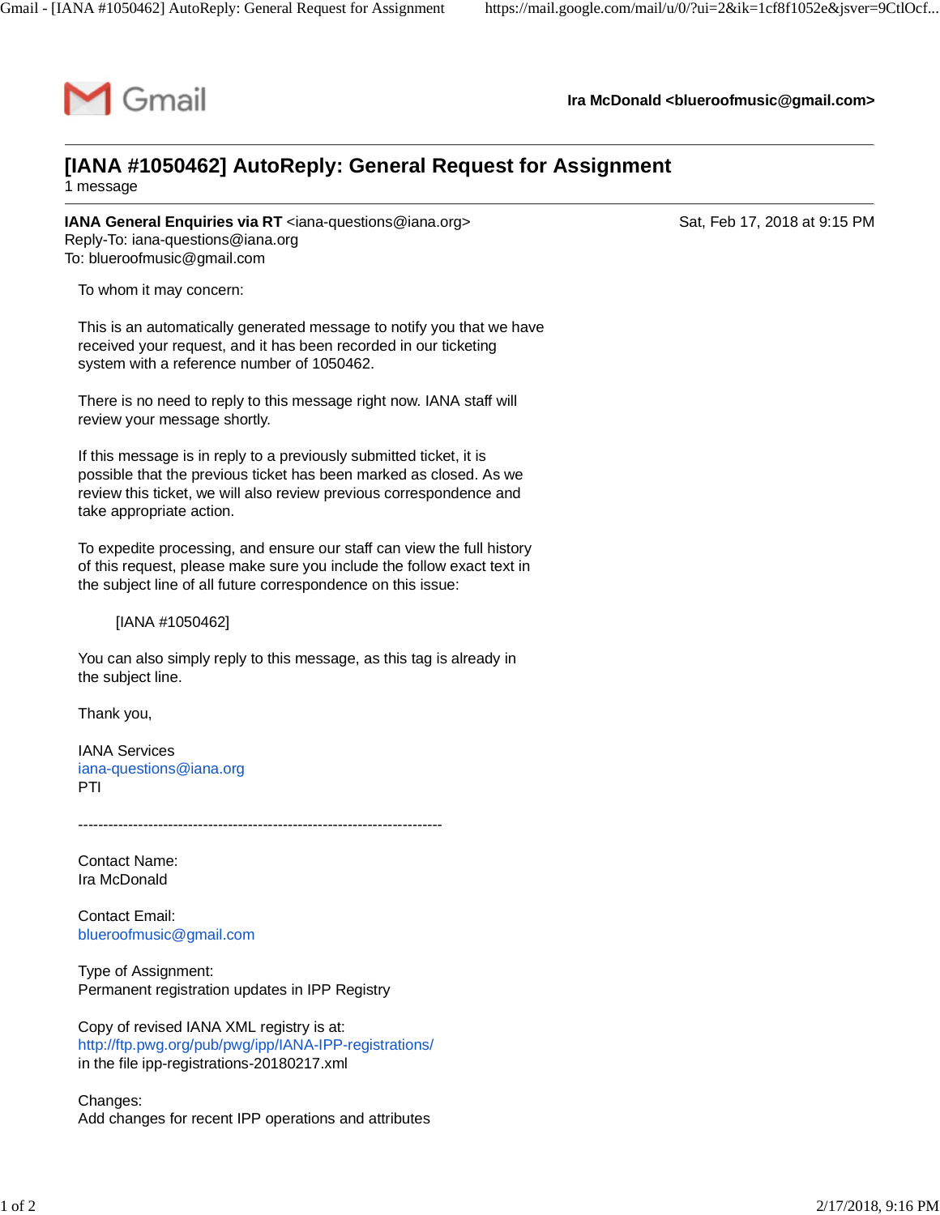Gmail

**Ira McDonald <blueroofmusic@gmail.com>**

---

# [IANA #1050462] AutoReply: General Request for Assignment

1 message

---

**IANA General Enquiries via RT** <iana-questions@iana.org>
Reply-To: iana-questions@iana.org
To: blueroofmusic@gmail.com

Sat, Feb 17, 2018 at 9:15 PM

To whom it may concern:

This is an automatically generated message to notify you that we have received your request, and it has been recorded in our ticketing system with a reference number of 1050462.

There is no need to reply to this message right now. IANA staff will review your message shortly.

If this message is in reply to a previously submitted ticket, it is possible that the previous ticket has been marked as closed. As we review this ticket, we will also review previous correspondence and take appropriate action.

To expedite processing, and ensure our staff can view the full history of this request, please make sure you include the follow exact text in the subject line of all future correspondence on this issue:

[IANA #1050462]

You can also simply reply to this message, as this tag is already in the subject line.

Thank you,

IANA Services
iana-questions@iana.org
PTI

-------------------------------------------------------------------------

Contact Name:
Ira McDonald

Contact Email:
blueroofmusic@gmail.com

Type of Assignment:
Permanent registration updates in IPP Registry

Copy of revised IANA XML registry is at:
http://ftp.pwg.org/pub/pwg/ipp/IANA-IPP-registrations/
in the file ipp-registrations-20180217.xml

Changes:
Add changes for recent IPP operations and attributes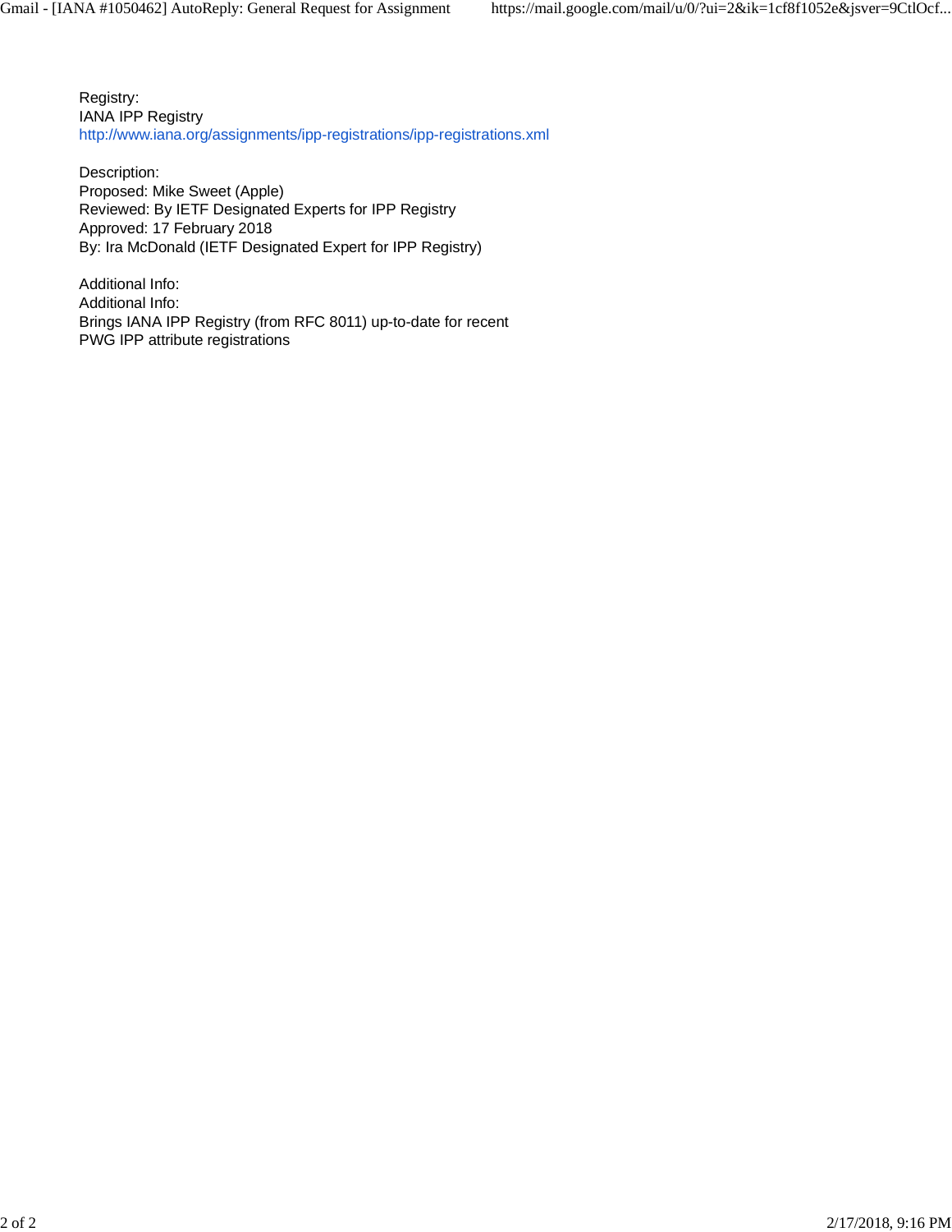Registry:
IANA IPP Registry
http://www.iana.org/assignments/ipp-registrations/ipp-registrations.xml

Description:
Proposed: Mike Sweet (Apple)
Reviewed: By IETF Designated Experts for IPP Registry
Approved: 17 February 2018
By: Ira McDonald (IETF Designated Expert for IPP Registry)

Additional Info:
Additional Info:
Brings IANA IPP Registry (from RFC 8011) up-to-date for recent
PWG IPP attribute registrations